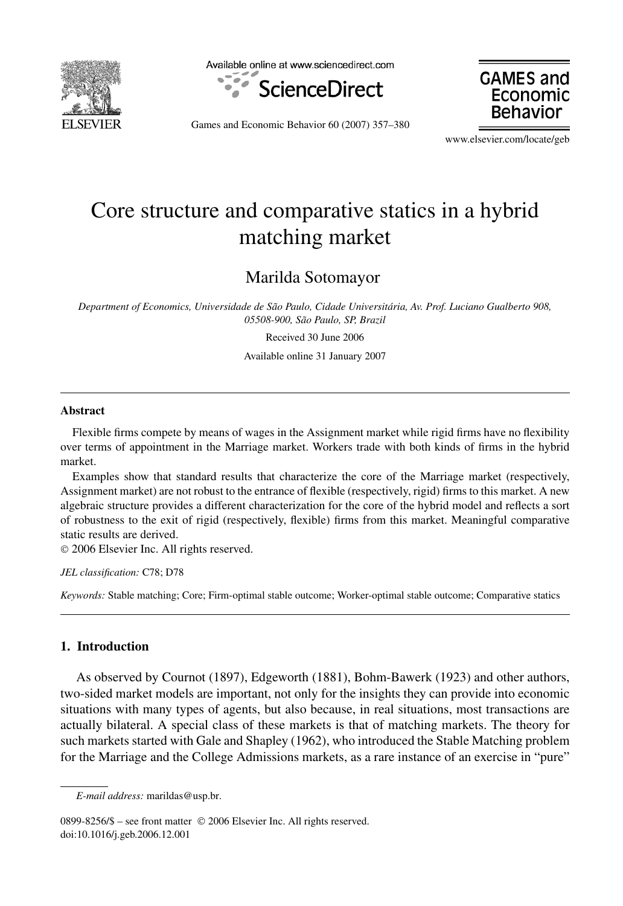# Core structure and comparative statics in a hybrid matching market

Marilda Sotomayor

*Department of Economics, Universidade de São Paulo, Cidade Universitária, Av. Prof. Luciano Gualberto 908, 05508-900, São Paulo, SP, Brazil*

Received 30 June 2006

Available online 31 January 2007

## Abstract

Flexible firms compete by means of wages in the Assignment market while rigid firms have no flexibility over terms of appointment in the Marriage market. Workers trade with both kinds of firms in the hybrid market.

Examples show that standard results that characterize the core of the Marriage market (respectively, Assignment market) are not robust to the entrance of flexible (respectively, rigid) firms to this market. A new algebraic structure provides a different characterization for the core of the hybrid model and reflects a sort of robustness to the exit of rigid (respectively, flexible) firms from this market. Meaningful comparative static results are derived.

© 2006 Elsevier Inc. All rights reserved.

*JEL classification:* C78; D78

*Keywords:* Stable matching; Core; Firm-optimal stable outcome; Worker-optimal stable outcome; Comparative statics

## 1. Introduction

As observed by Cournot (1897), Edgeworth (1881), Bohm-Bawerk (1923) and other authors, two-sided market models are important, not only for the insights they can provide into economic situations with many types of agents, but also because, in real situations, most transactions are actually bilateral. A special class of these markets is that of matching markets. The theory for such markets started with Gale and Shapley (1962), who introduced the Stable Matching problem for the Marriage and the College Admissions markets, as a rare instance of an exercise in "pure"

*E-mail address:* marildas@usp.br.

0899-8256/$ – see front matter © 2006 Elsevier Inc. All rights reserved.
doi:10.1016/j.geb.2006.12.001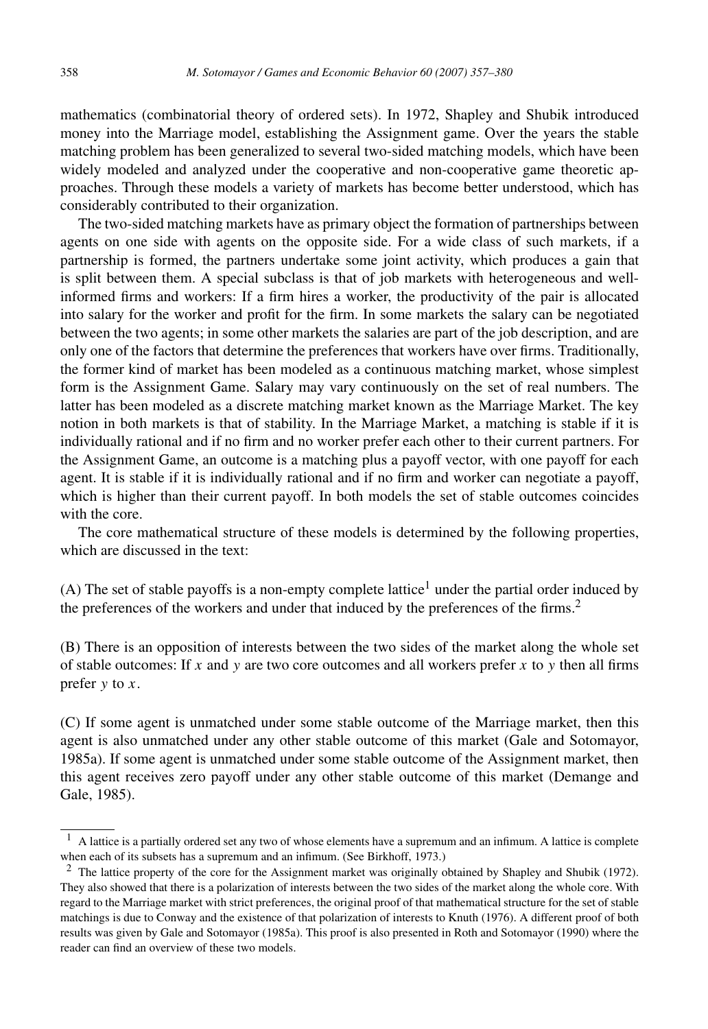mathematics (combinatorial theory of ordered sets). In 1972, Shapley and Shubik introduced money into the Marriage model, establishing the Assignment game. Over the years the stable matching problem has been generalized to several two-sided matching models, which have been widely modeled and analyzed under the cooperative and non-cooperative game theoretic approaches. Through these models a variety of markets has become better understood, which has considerably contributed to their organization.

The two-sided matching markets have as primary object the formation of partnerships between agents on one side with agents on the opposite side. For a wide class of such markets, if a partnership is formed, the partners undertake some joint activity, which produces a gain that is split between them. A special subclass is that of job markets with heterogeneous and well-informed firms and workers: If a firm hires a worker, the productivity of the pair is allocated into salary for the worker and profit for the firm. In some markets the salary can be negotiated between the two agents; in some other markets the salaries are part of the job description, and are only one of the factors that determine the preferences that workers have over firms. Traditionally, the former kind of market has been modeled as a continuous matching market, whose simplest form is the Assignment Game. Salary may vary continuously on the set of real numbers. The latter has been modeled as a discrete matching market known as the Marriage Market. The key notion in both markets is that of stability. In the Marriage Market, a matching is stable if it is individually rational and if no firm and no worker prefer each other to their current partners. For the Assignment Game, an outcome is a matching plus a payoff vector, with one payoff for each agent. It is stable if it is individually rational and if no firm and worker can negotiate a payoff, which is higher than their current payoff. In both models the set of stable outcomes coincides with the core.

The core mathematical structure of these models is determined by the following properties, which are discussed in the text:

(A) The set of stable payoffs is a non-empty complete lattice[1] under the partial order induced by the preferences of the workers and under that induced by the preferences of the firms.[2]

(B) There is an opposition of interests between the two sides of the market along the whole set of stable outcomes: If $x$ and $y$ are two core outcomes and all workers prefer $x$ to $y$ then all firms prefer $y$ to $x$.

(C) If some agent is unmatched under some stable outcome of the Marriage market, then this agent is also unmatched under any other stable outcome of this market (Gale and Sotomayor, 1985a). If some agent is unmatched under some stable outcome of the Assignment market, then this agent receives zero payoff under any other stable outcome of this market (Demange and Gale, 1985).

---

[1] A lattice is a partially ordered set any two of whose elements have a supremum and an infimum. A lattice is complete when each of its subsets has a supremum and an infimum. (See Birkhoff, 1973.)

[2] The lattice property of the core for the Assignment market was originally obtained by Shapley and Shubik (1972). They also showed that there is a polarization of interests between the two sides of the market along the whole core. With regard to the Marriage market with strict preferences, the original proof of that mathematical structure for the set of stable matchings is due to Conway and the existence of that polarization of interests to Knuth (1976). A different proof of both results was given by Gale and Sotomayor (1985a). This proof is also presented in Roth and Sotomayor (1990) where the reader can find an overview of these two models.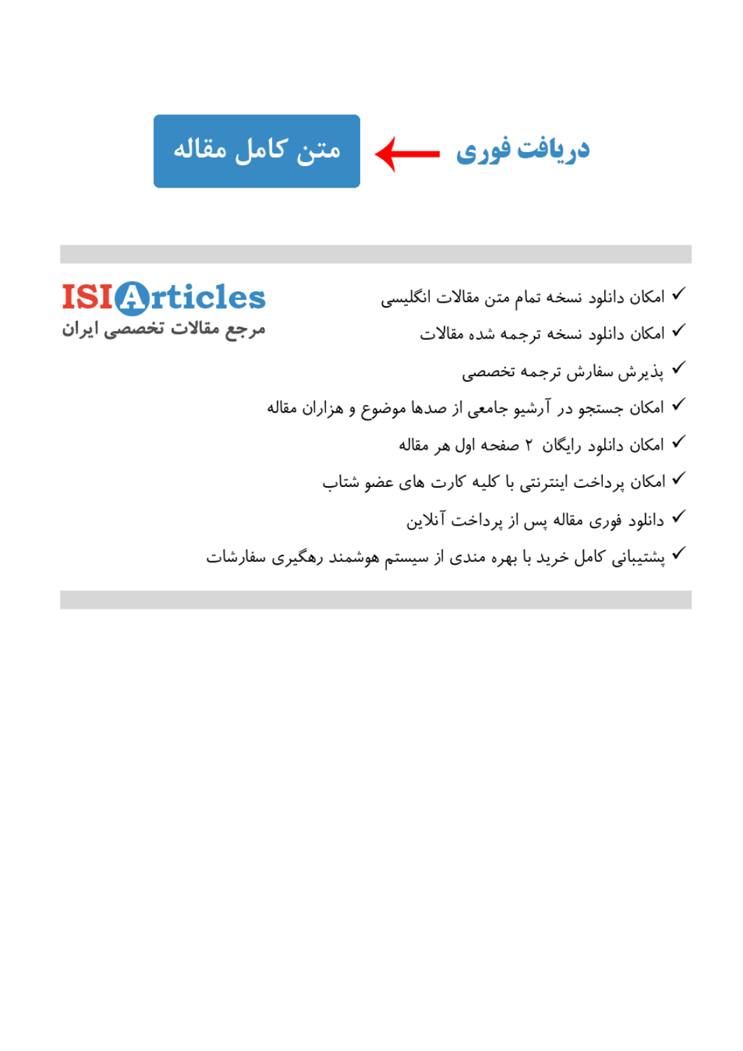دریافت فوری ← **متن کامل مقاله**

ISIArticles
مرجع مقالات تخصصی ایران

- ✓ امکان دانلود نسخه تمام متن مقالات انگلیسی
- ✓ امکان دانلود نسخه ترجمه شده مقالات
- ✓ پذیرش سفارش ترجمه تخصصی
- ✓ امکان جستجو در آرشیو جامعی از صدها موضوع و هزاران مقاله
- ✓ امکان دانلود رایگان ۲ صفحه اول هر مقاله
- ✓ امکان پرداخت اینترنتی با کلیه کارت های عضو شتاب
- ✓ دانلود فوری مقاله پس از پرداخت آنلاین
- ✓ پشتیبانی کامل خرید با بهره مندی از سیستم هوشمند رهگیری سفارشات